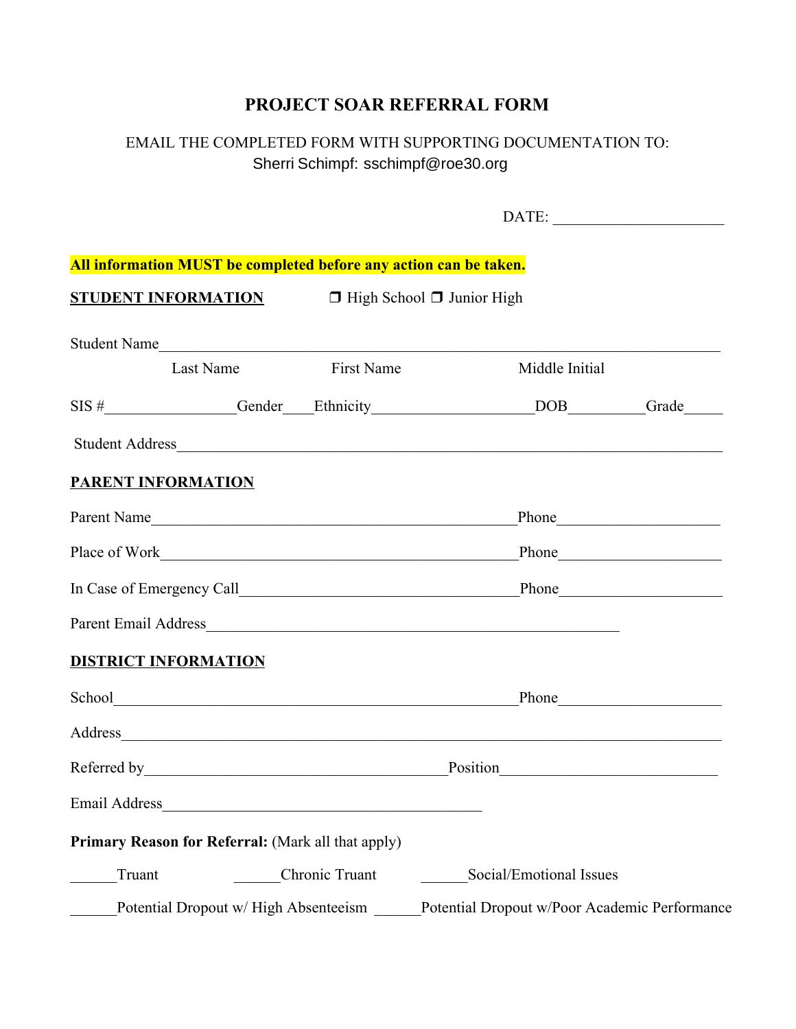# PROJECT SOAR REFERRAL FORM

EMAIL THE COMPLETED FORM WITH SUPPORTING DOCUMENTATION TO:
Sherri Schimpf: sschimpf@roe30.org

DATE: ______________________

**All information MUST be completed before any action can be taken.**

**STUDENT INFORMATION** ❒ High School ❒ Junior High

Student Name_______________________________________________________________________

Last Name First Name Middle Initial

SIS #________________Gender____Ethnicity____________________DOB__________Grade_____

Student Address______________________________________________________________________

**PARENT INFORMATION**

Parent Name_____________________________________________Phone_____________________

Place of Work____________________________________________Phone_____________________

In Case of Emergency Call____________________________________Phone_____________________

Parent Email Address______________________________________________________

**DISTRICT INFORMATION**

School______________________________________________________Phone_____________________

Address________________________________________________________________________________

Referred by________________________________________Position____________________________

Email Address__________________________________________

**Primary Reason for Referral:** (Mark all that apply)

______Truant ______Chronic Truant ______Social/Emotional Issues

______Potential Dropout w/ High Absenteeism ______Potential Dropout w/Poor Academic Performance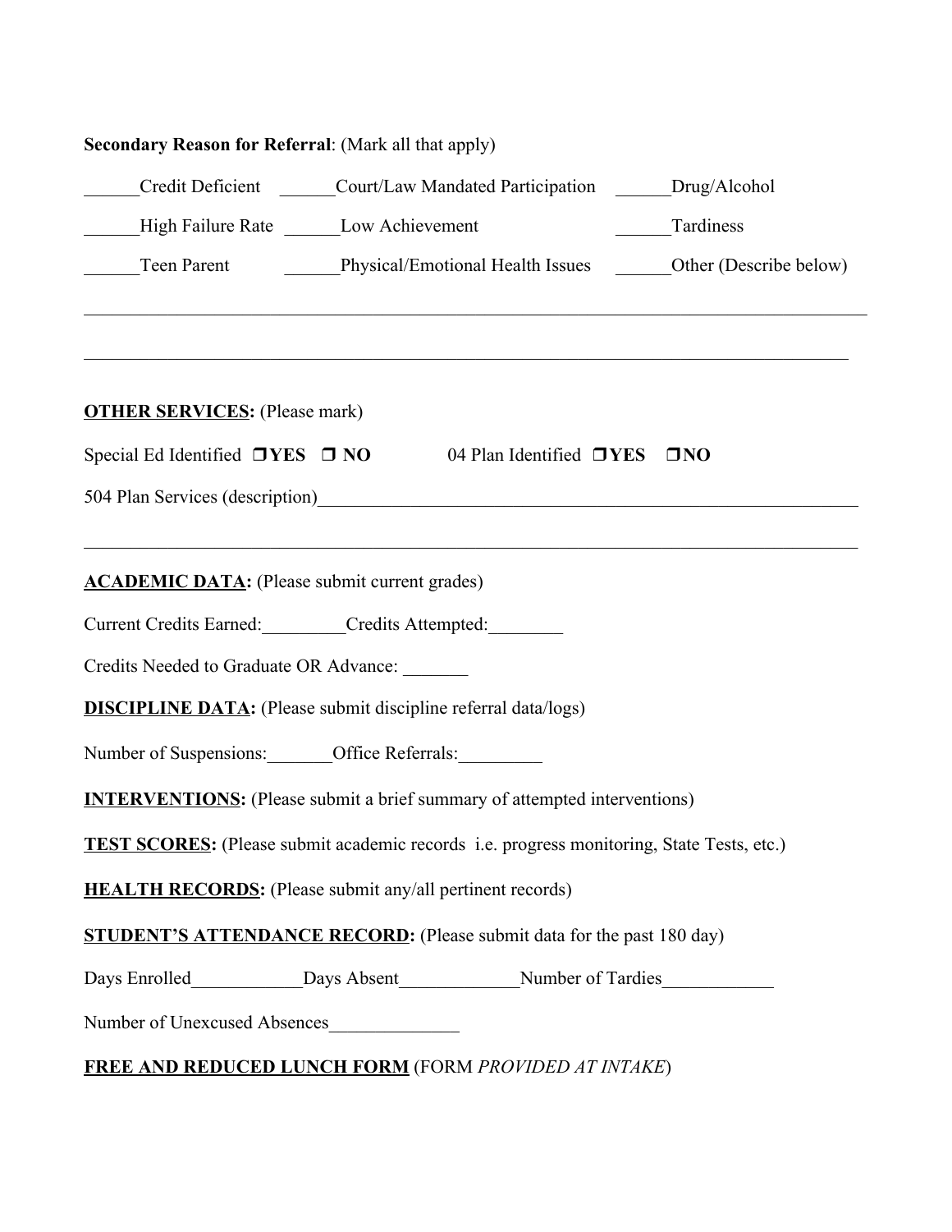**Secondary Reason for Referral**: (Mark all that apply)

______Credit Deficient ______Court/Law Mandated Participation ______Drug/Alcohol

______High Failure Rate ______Low Achievement ______Tardiness

______Teen Parent ______Physical/Emotional Health Issues ______Other (Describe below)

_______________________________________________________________________________________

_______________________________________________________________________________________

**OTHER SERVICES:** (Please mark)

Special Ed Identified ❒ **YES** ❒ **NO** 04 Plan Identified ❒ **YES** ❒ **NO**

504 Plan Services (description)_____________________________________________________________

_______________________________________________________________________________________

**ACADEMIC DATA:** (Please submit current grades)

Current Credits Earned:_________Credits Attempted:________

Credits Needed to Graduate OR Advance: _______

**DISCIPLINE DATA:** (Please submit discipline referral data/logs)

Number of Suspensions:_______Office Referrals:_________

**INTERVENTIONS:** (Please submit a brief summary of attempted interventions)

**TEST SCORES:** (Please submit academic records i.e. progress monitoring, State Tests, etc.)

**HEALTH RECORDS:** (Please submit any/all pertinent records)

**STUDENT'S ATTENDANCE RECORD:** (Please submit data for the past 180 day)

Days Enrolled____________Days Absent_____________Number of Tardies____________

Number of Unexcused Absences______________

**FREE AND REDUCED LUNCH FORM** (FORM *PROVIDED AT INTAKE*)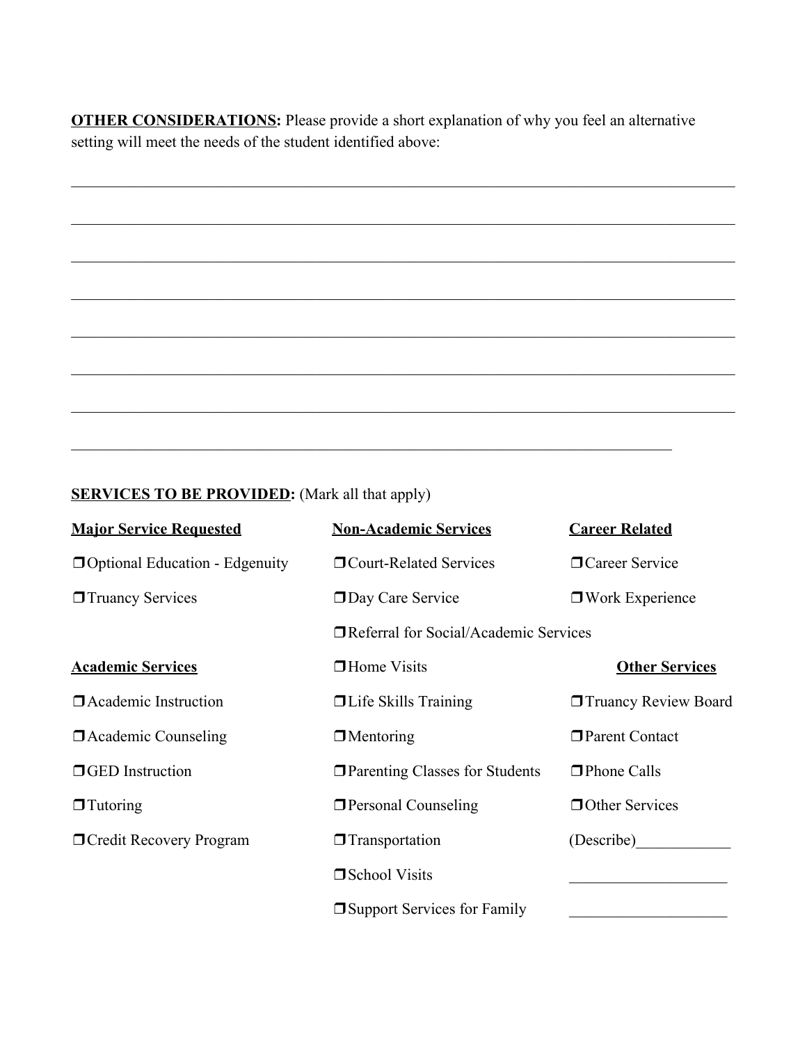**OTHER CONSIDERATIONS:** Please provide a short explanation of why you feel an alternative setting will meet the needs of the student identified above:

________________________________________________________________________________

________________________________________________________________________________

________________________________________________________________________________

________________________________________________________________________________

________________________________________________________________________________

________________________________________________________________________________

________________________________________________________________________________

__________________________________________________________________________

**SERVICES TO BE PROVIDED:** (Mark all that apply)

**Major Service Requested**

- ❒ Optional Education - Edgenuity
- ❒ Truancy Services

**Academic Services**

- ❒ Academic Instruction
- ❒ Academic Counseling
- ❒ GED Instruction
- ❒ Tutoring
- ❒ Credit Recovery Program

**Non-Academic Services**

- ❒ Court-Related Services
- ❒ Day Care Service
- ❒ Referral for Social/Academic Services
- ❒ Home Visits
- ❒ Life Skills Training
- ❒ Mentoring
- ❒ Parenting Classes for Students
- ❒ Personal Counseling
- ❒ Transportation
- ❒ School Visits
- ❒ Support Services for Family

**Career Related**

- ❒ Career Service
- ❒ Work Experience

**Other Services**

- ❒ Truancy Review Board
- ❒ Parent Contact
- ❒ Phone Calls
- ❒ Other Services

(Describe)____________

____________________

____________________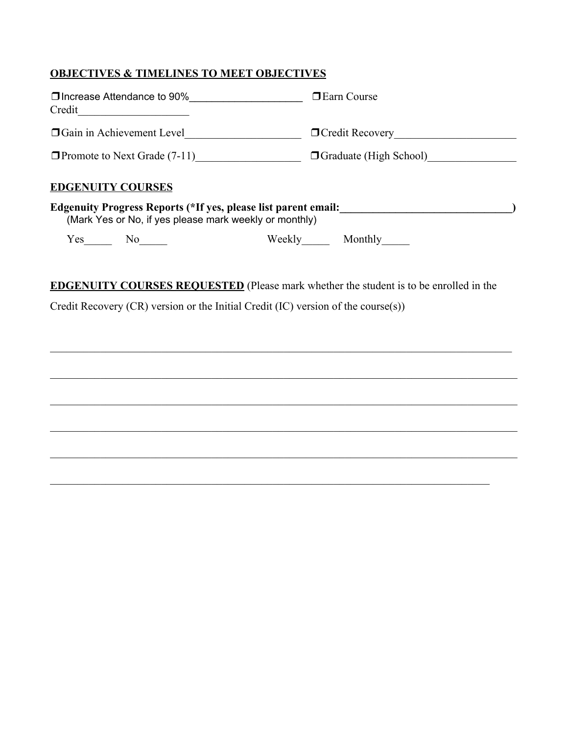**OBJECTIVES & TIMELINES TO MEET OBJECTIVES**

❒ Increase Attendance to 90%____________________ ❒ Earn Course Credit____________________

❒ Gain in Achievement Level____________________ ❒ Credit Recovery______________________

❒ Promote to Next Grade (7-11)__________________ ❒ Graduate (High School)________________

**EDGENUITY COURSES**

**Edgenuity Progress Reports (*If yes, please list parent email:______________________________)**
(Mark Yes or No, if yes please mark weekly or monthly)

Yes_____ No_____ Weekly_____ Monthly_____

**EDGENUITY COURSES REQUESTED** (Please mark whether the student is to be enrolled in the Credit Recovery (CR) version or the Initial Credit (IC) version of the course(s))

_____________________________________________________________________________________

_____________________________________________________________________________________

_____________________________________________________________________________________

_____________________________________________________________________________________

_____________________________________________________________________________________

_____________________________________________________________________________________